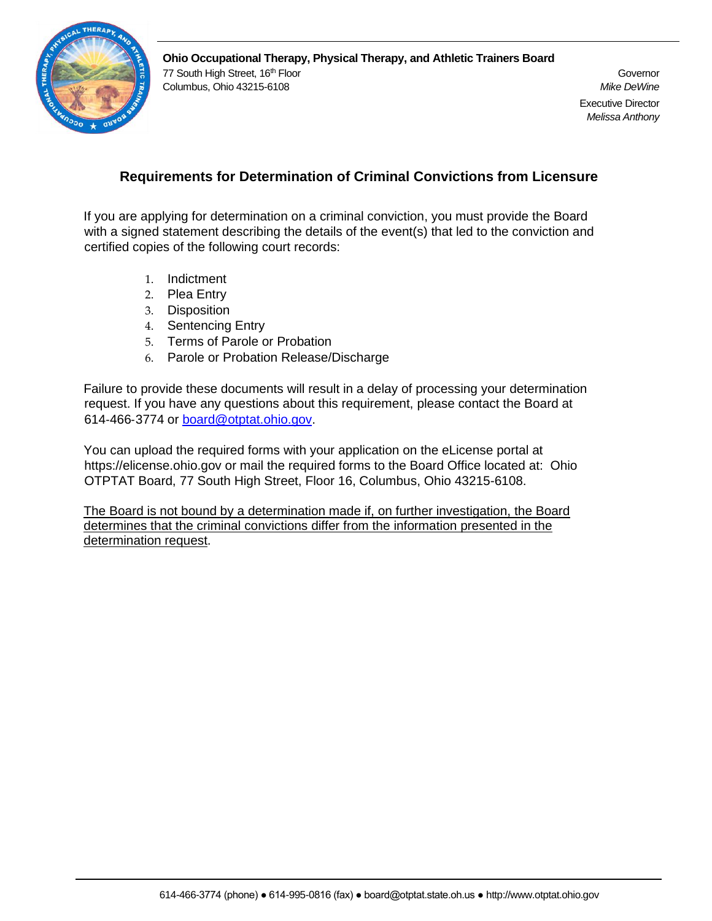**Ohio Occupational Therapy, Physical Therapy, and Athletic Trainers Board**
77 South High Street, 16th Floor
Columbus, Ohio 43215-6108

Governor
*Mike DeWine*

Executive Director
*Melissa Anthony*

## Requirements for Determination of Criminal Convictions from Licensure

If you are applying for determination on a criminal conviction, you must provide the Board with a signed statement describing the details of the event(s) that led to the conviction and certified copies of the following court records:

1. Indictment
2. Plea Entry
3. Disposition
4. Sentencing Entry
5. Terms of Parole or Probation
6. Parole or Probation Release/Discharge

Failure to provide these documents will result in a delay of processing your determination request. If you have any questions about this requirement, please contact the Board at 614-466-3774 or [board@otptat.ohio.gov](mailto:board@otptat.ohio.gov).

You can upload the required forms with your application on the eLicense portal at https://elicense.ohio.gov or mail the required forms to the Board Office located at: Ohio OTPTAT Board, 77 South High Street, Floor 16, Columbus, Ohio 43215-6108.

<u>The Board is not bound by a determination made if, on further investigation, the Board determines that the criminal convictions differ from the information presented in the determination request</u>.

614-466-3774 (phone) ● 614-995-0816 (fax) ● board@otptat.state.oh.us ● http://www.otptat.ohio.gov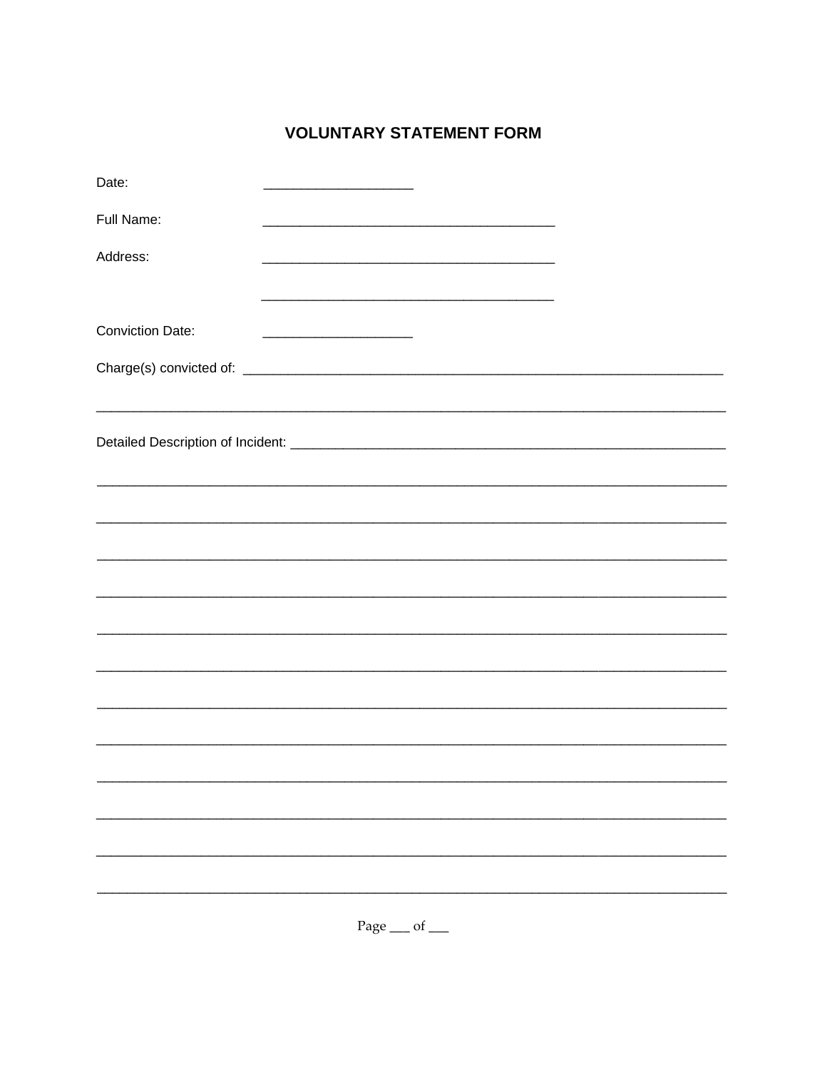# VOLUNTARY STATEMENT FORM

Date: ____________________

Full Name: ________________________________________

Address: ________________________________________

________________________________________

Conviction Date: ____________________

Charge(s) convicted of: ___________________________________________________________________

_____________________________________________________________________________________

Detailed Description of Incident: ____________________________________________________________

_____________________________________________________________________________________

_____________________________________________________________________________________

_____________________________________________________________________________________

_____________________________________________________________________________________

_____________________________________________________________________________________

_____________________________________________________________________________________

_____________________________________________________________________________________

_____________________________________________________________________________________

_____________________________________________________________________________________

_____________________________________________________________________________________

_____________________________________________________________________________________

_____________________________________________________________________________________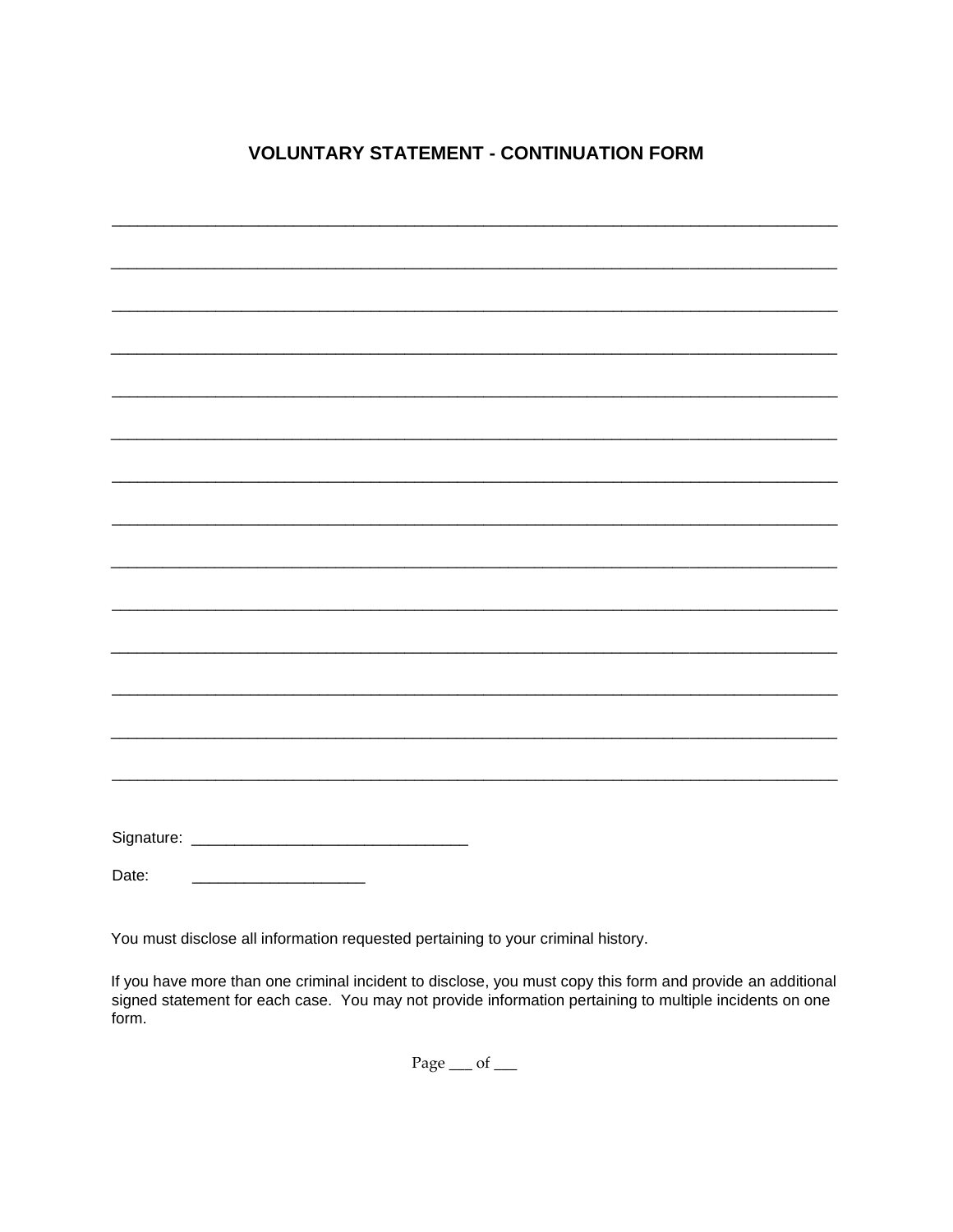# VOLUNTARY STATEMENT - CONTINUATION FORM

______________________________________________________________________________

______________________________________________________________________________

______________________________________________________________________________

______________________________________________________________________________

______________________________________________________________________________

______________________________________________________________________________

______________________________________________________________________________

______________________________________________________________________________

______________________________________________________________________________

______________________________________________________________________________

______________________________________________________________________________

______________________________________________________________________________

______________________________________________________________________________

______________________________________________________________________________

Signature: ________________________________

Date: ____________________

You must disclose all information requested pertaining to your criminal history.

If you have more than one criminal incident to disclose, you must copy this form and provide an additional signed statement for each case. You may not provide information pertaining to multiple incidents on one form.

Page ___ of ___